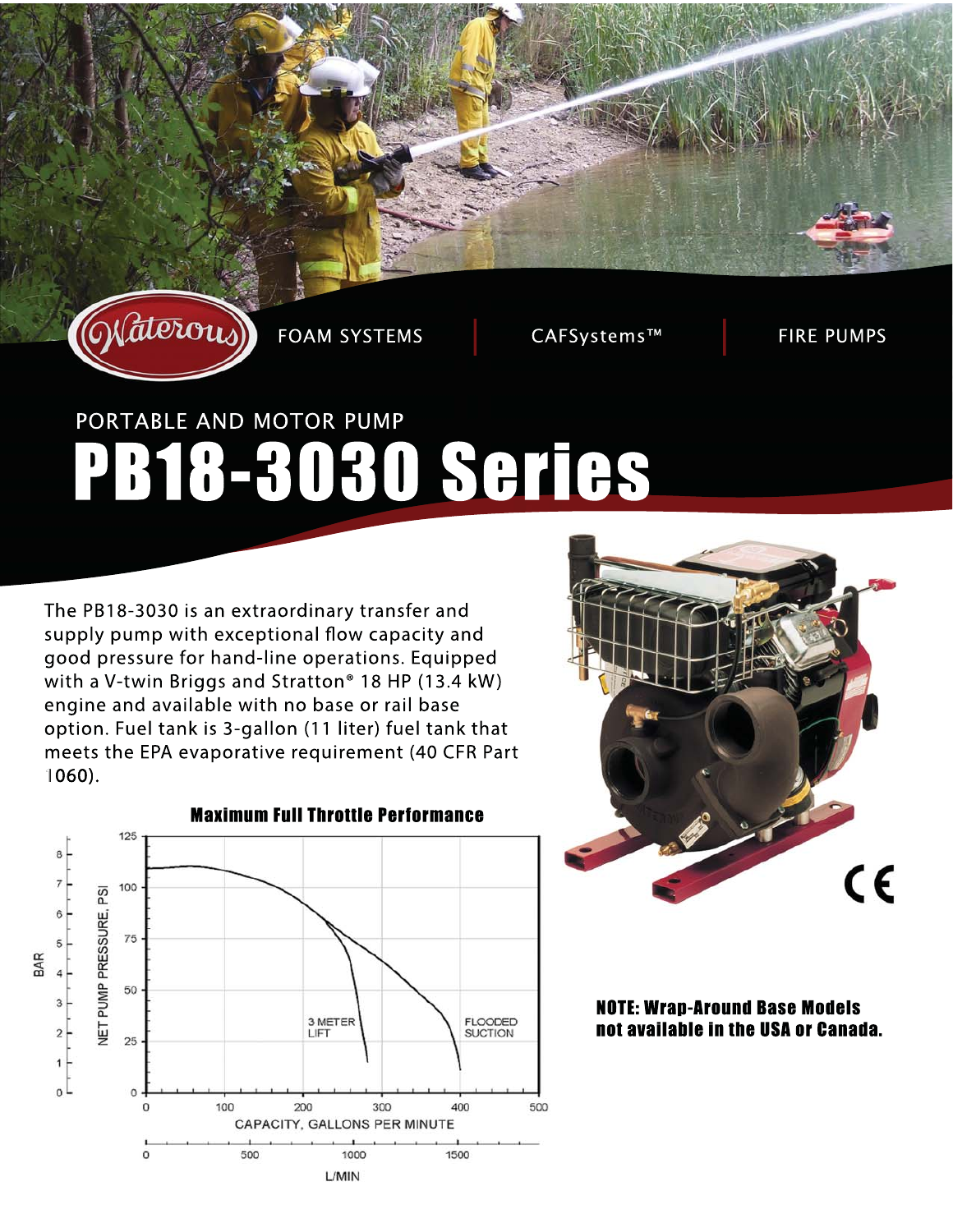Waterous

FOAM SYSTEMS | CAFSystems™ | FIRE PUMPS

## PORTABLE AND MOTOR PUMP

# PB18-3030 Series

The PB18-3030 is an extraordinary transfer and supply pump with exceptional flow capacity and good pressure for hand-line operations. Equipped with a V-twin Briggs and Stratton® 18 HP (13.4 kW) engine and available with no base or rail base option. Fuel tank is 3-gallon (11 liter) fuel tank that meets the EPA evaporative requirement (40 CFR Part 1060).

### Maximum Full Throttle Performance

BAR: 0, 1, 2, 3, 4, 5, 6, 7, 8

NET PUMP PRESSURE, PSI: 0, 25, 50, 75, 100, 125

3 METER LIFT

FLOODED SUCTION

CAPACITY, GALLONS PER MINUTE: 0, 100, 200, 300, 400, 500

L/MIN: 0, 500, 1000, 1500

CE

**NOTE: Wrap-Around Base Models not available in the USA or Canada.**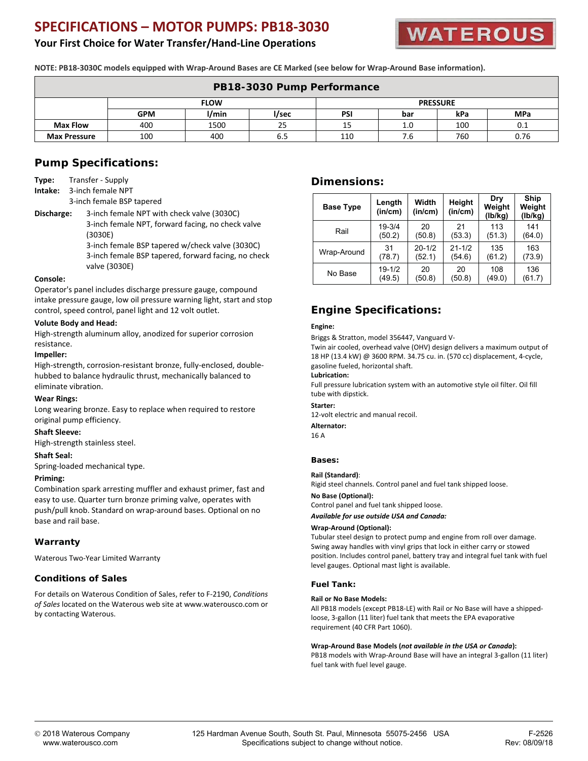# SPECIFICATIONS – MOTOR PUMPS: PB18-3030

## Your First Choice for Water Transfer/Hand-Line Operations

WATEROUS

**NOTE: PB18-3030C models equipped with Wrap-Around Bases are CE Marked (see below for Wrap-Around Base information).**

| PB18-3030 Pump Performance | | | | | | | |
|---|---|---|---|---|---|---|---|
| | FLOW | | | PRESSURE | | | |
| | GPM | l/min | l/sec | PSI | bar | kPa | MPa |
| **Max Flow** | 400 | 1500 | 25 | 15 | 1.0 | 100 | 0.1 |
| **Max Pressure** | 100 | 400 | 6.5 | 110 | 7.6 | 760 | 0.76 |

## Pump Specifications:

**Type:** Transfer - Supply

**Intake:** 3-inch female NPT
3-inch female BSP tapered

**Discharge:** 3-inch female NPT with check valve (3030C)
3-inch female NPT, forward facing, no check valve (3030E)
3-inch female BSP tapered w/check valve (3030C)
3-inch female BSP tapered, forward facing, no check valve (3030E)

**Console:**
Operator's panel includes discharge pressure gauge, compound intake pressure gauge, low oil pressure warning light, start and stop control, speed control, panel light and 12 volt outlet.

**Volute Body and Head:**
High-strength aluminum alloy, anodized for superior corrosion resistance.

**Impeller:**
High-strength, corrosion-resistant bronze, fully-enclosed, double-hubbed to balance hydraulic thrust, mechanically balanced to eliminate vibration.

**Wear Rings:**
Long wearing bronze. Easy to replace when required to restore original pump efficiency.

**Shaft Sleeve:**
High-strength stainless steel.

**Shaft Seal:**
Spring-loaded mechanical type.

**Priming:**
Combination spark arresting muffler and exhaust primer, fast and easy to use. Quarter turn bronze priming valve, operates with push/pull knob. Standard on wrap-around bases. Optional on no base and rail base.

### Warranty

Waterous Two-Year Limited Warranty

### Conditions of Sales

For details on Waterous Condition of Sales, refer to F-2190, *Conditions of Sales* located on the Waterous web site at www.waterousco.com or by contacting Waterous.

## Dimensions:

| Base Type | Length (in/cm) | Width (in/cm) | Height (in/cm) | Dry Weight (lb/kg) | Ship Weight (lb/kg) |
|---|---|---|---|---|---|
| Rail | 19-3/4 (50.2) | 20 (50.8) | 21 (53.3) | 113 (51.3) | 141 (64.0) |
| Wrap-Around | 31 (78.7) | 20-1/2 (52.1) | 21-1/2 (54.6) | 135 (61.2) | 163 (73.9) |
| No Base | 19-1/2 (49.5) | 20 (50.8) | 20 (50.8) | 108 (49.0) | 136 (61.7) |

## Engine Specifications:

**Engine:**
Briggs & Stratton, model 356447, Vanguard V-Twin air cooled, overhead valve (OHV) design delivers a maximum output of 18 HP (13.4 kW) @ 3600 RPM. 34.75 cu. in. (570 cc) displacement, 4-cycle, gasoline fueled, horizontal shaft.

**Lubrication:**
Full pressure lubrication system with an automotive style oil filter. Oil fill tube with dipstick.

**Starter:**
12-volt electric and manual recoil.

**Alternator:**
16 A

### Bases:

**Rail (Standard)**:
Rigid steel channels. Control panel and fuel tank shipped loose.

**No Base (Optional):**
Control panel and fuel tank shipped loose.

***Available for use outside USA and Canada:***

**Wrap-Around (Optional):**
Tubular steel design to protect pump and engine from roll over damage. Swing away handles with vinyl grips that lock in either carry or stowed position. Includes control panel, battery tray and integral fuel tank with fuel level gauges. Optional mast light is available.

### Fuel Tank:

**Rail or No Base Models:**
All PB18 models (except PB18-LE) with Rail or No Base will have a shipped-loose, 3-gallon (11 liter) fuel tank that meets the EPA evaporative requirement (40 CFR Part 1060).

**Wrap-Around Base Models (*not available in the USA or Canada*):**
PB18 models with Wrap-Around Base will have an integral 3-gallon (11 liter) fuel tank with fuel level gauge.

© 2018 Waterous Company
www.waterousco.com

125 Hardman Avenue South, South St. Paul, Minnesota 55075-2456 USA
Specifications subject to change without notice.

F-2526
Rev: 08/09/18